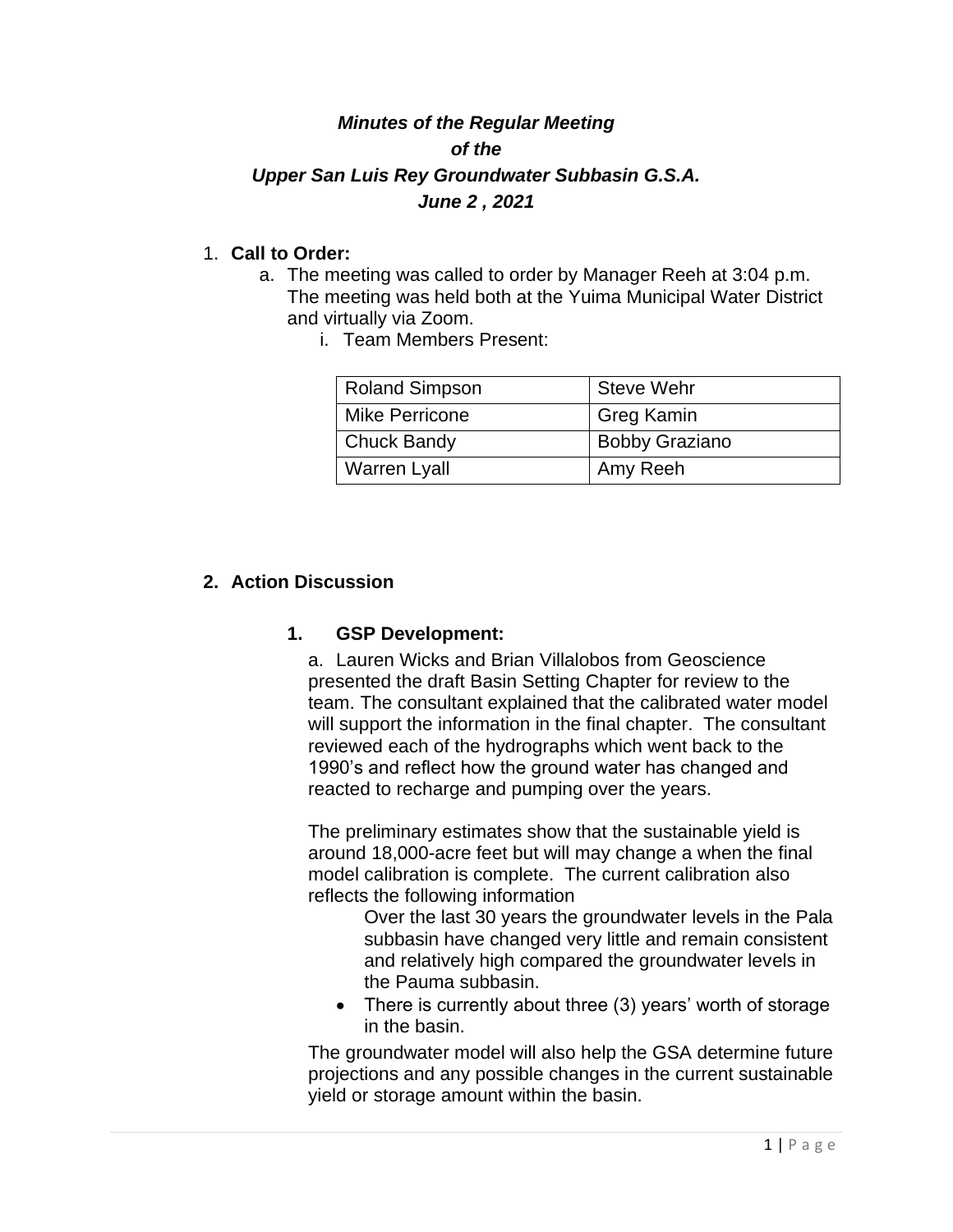***Minutes of the Regular Meeting***
***of the***
***Upper San Luis Rey Groundwater Subbasin G.S.A.***
***June 2 , 2021***

1. **Call to Order:**
   a. The meeting was called to order by Manager Reeh at 3:04 p.m. The meeting was held both at the Yuima Municipal Water District and virtually via Zoom.
      i. Team Members Present:

| Roland Simpson | Steve Wehr |
|---|---|
| Mike Perricone | Greg Kamin |
| Chuck Bandy | Bobby Graziano |
| Warren Lyall | Amy Reeh |

2. **Action Discussion**

   **1. GSP Development:**

   a. Lauren Wicks and Brian Villalobos from Geoscience presented the draft Basin Setting Chapter for review to the team. The consultant explained that the calibrated water model will support the information in the final chapter. The consultant reviewed each of the hydrographs which went back to the 1990's and reflect how the ground water has changed and reacted to recharge and pumping over the years.

   The preliminary estimates show that the sustainable yield is around 18,000-acre feet but will may change a when the final model calibration is complete. The current calibration also reflects the following information

   Over the last 30 years the groundwater levels in the Pala subbasin have changed very little and remain consistent and relatively high compared the groundwater levels in the Pauma subbasin.

   - There is currently about three (3) years' worth of storage in the basin.

   The groundwater model will also help the GSA determine future projections and any possible changes in the current sustainable yield or storage amount within the basin.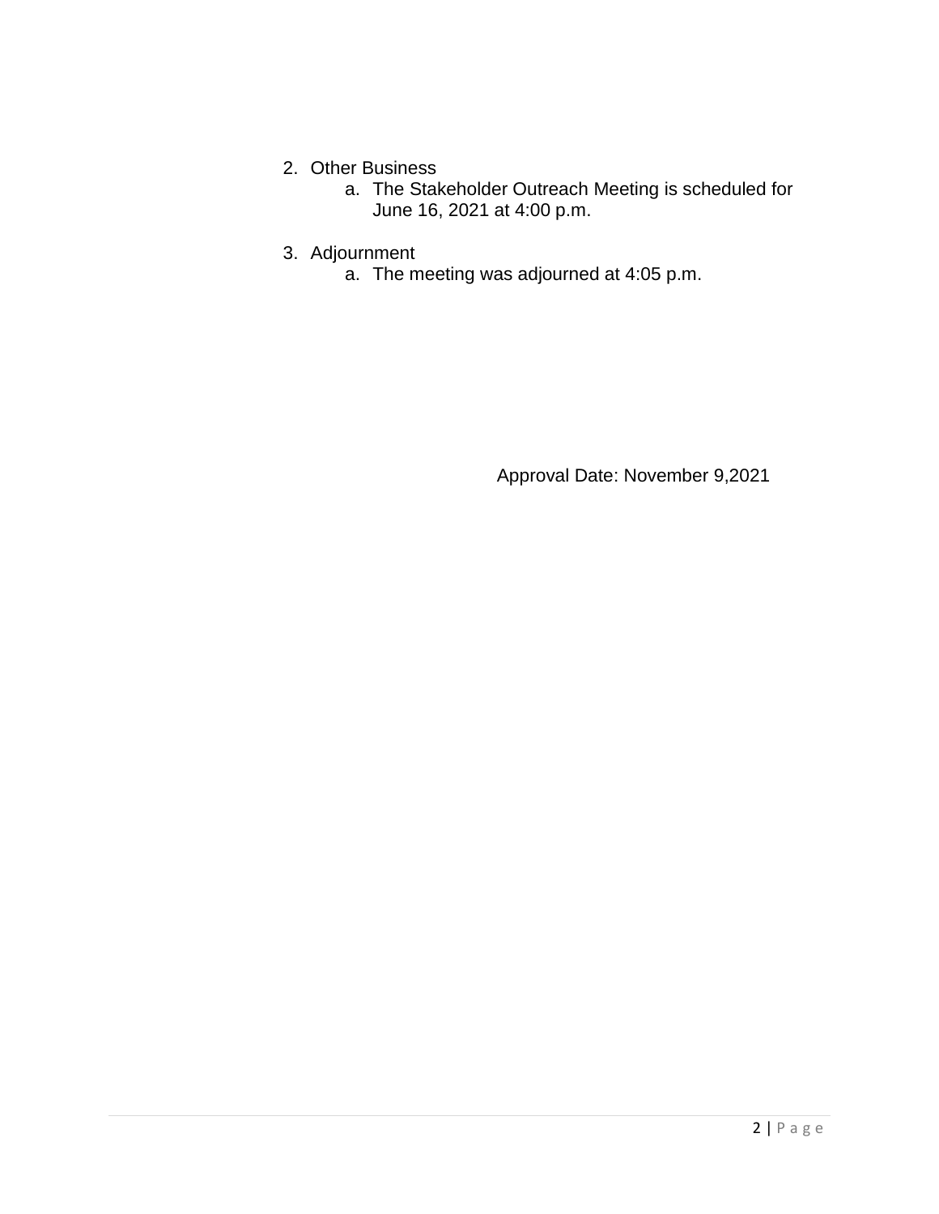2. Other Business
    a. The Stakeholder Outreach Meeting is scheduled for June 16, 2021 at 4:00 p.m.

3. Adjournment
    a. The meeting was adjourned at 4:05 p.m.

Approval Date: November 9,2021